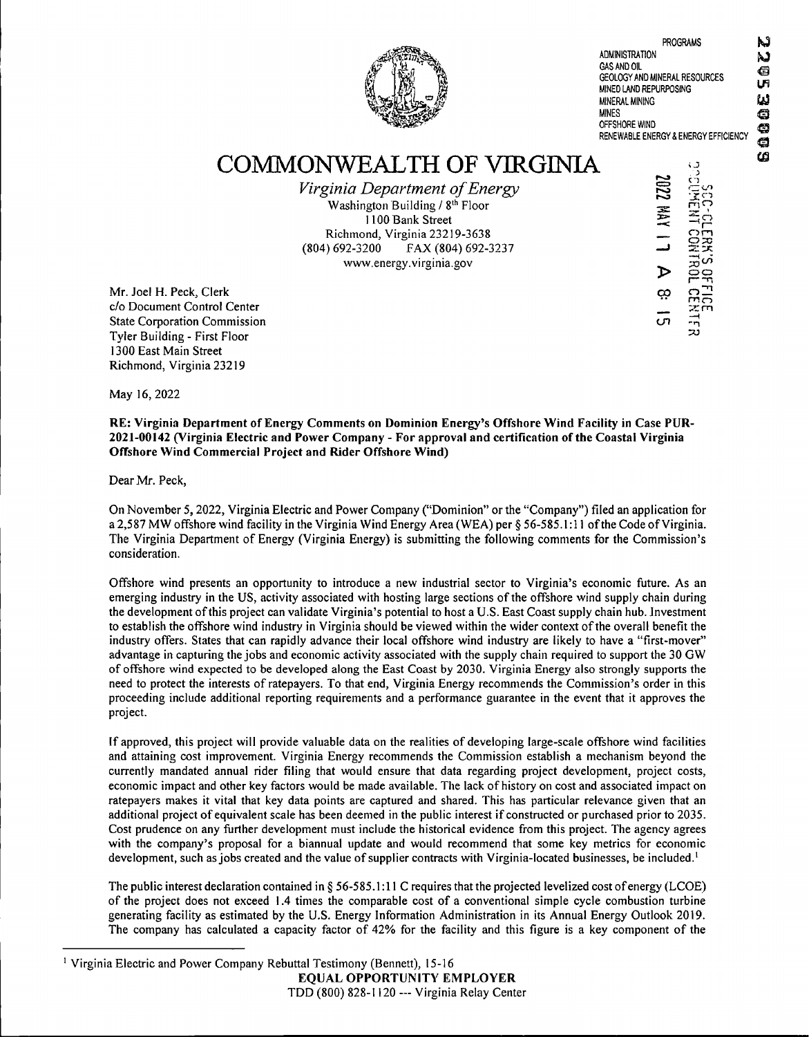PROGRAMS
ADMINISTRATION
GAS AND OIL
GEOLOGY AND MINERAL RESOURCES
MINED LAND REPURPOSING
MINERAL MINING
MINES
OFFSHORE WIND
RENEWABLE ENERGY & ENERGY EFFICIENCY

# COMMONWEALTH OF VIRGINIA

*Virginia Department of Energy*
Washington Building / 8th Floor
1100 Bank Street
Richmond, Virginia 23219-3638
(804) 692-3200 FAX (804) 692-3237
www.energy.virginia.gov

Mr. Joel H. Peck, Clerk
c/o Document Control Center
State Corporation Commission
Tyler Building - First Floor
1300 East Main Street
Richmond, Virginia 23219

May 16, 2022

**RE: Virginia Department of Energy Comments on Dominion Energy's Offshore Wind Facility in Case PUR-2021-00142 (Virginia Electric and Power Company - For approval and certification of the Coastal Virginia Offshore Wind Commercial Project and Rider Offshore Wind)**

Dear Mr. Peck,

On November 5, 2022, Virginia Electric and Power Company ("Dominion" or the "Company") filed an application for a 2,587 MW offshore wind facility in the Virginia Wind Energy Area (WEA) per § 56-585.1:11 of the Code of Virginia. The Virginia Department of Energy (Virginia Energy) is submitting the following comments for the Commission's consideration.

Offshore wind presents an opportunity to introduce a new industrial sector to Virginia's economic future. As an emerging industry in the US, activity associated with hosting large sections of the offshore wind supply chain during the development of this project can validate Virginia's potential to host a U.S. East Coast supply chain hub. Investment to establish the offshore wind industry in Virginia should be viewed within the wider context of the overall benefit the industry offers. States that can rapidly advance their local offshore wind industry are likely to have a "first-mover" advantage in capturing the jobs and economic activity associated with the supply chain required to support the 30 GW of offshore wind expected to be developed along the East Coast by 2030. Virginia Energy also strongly supports the need to protect the interests of ratepayers. To that end, Virginia Energy recommends the Commission's order in this proceeding include additional reporting requirements and a performance guarantee in the event that it approves the project.

If approved, this project will provide valuable data on the realities of developing large-scale offshore wind facilities and attaining cost improvement. Virginia Energy recommends the Commission establish a mechanism beyond the currently mandated annual rider filing that would ensure that data regarding project development, project costs, economic impact and other key factors would be made available. The lack of history on cost and associated impact on ratepayers makes it vital that key data points are captured and shared. This has particular relevance given that an additional project of equivalent scale has been deemed in the public interest if constructed or purchased prior to 2035. Cost prudence on any further development must include the historical evidence from this project. The agency agrees with the company's proposal for a biannual update and would recommend that some key metrics for economic development, such as jobs created and the value of supplier contracts with Virginia-located businesses, be included.[1]

The public interest declaration contained in § 56-585.1:11 C requires that the projected levelized cost of energy (LCOE) of the project does not exceed 1.4 times the comparable cost of a conventional simple cycle combustion turbine generating facility as estimated by the U.S. Energy Information Administration in its Annual Energy Outlook 2019. The company has calculated a capacity factor of 42% for the facility and this figure is a key component of the

[1] Virginia Electric and Power Company Rebuttal Testimony (Bennett), 15-16

EQUAL OPPORTUNITY EMPLOYER
TDD (800) 828-1120 --- Virginia Relay Center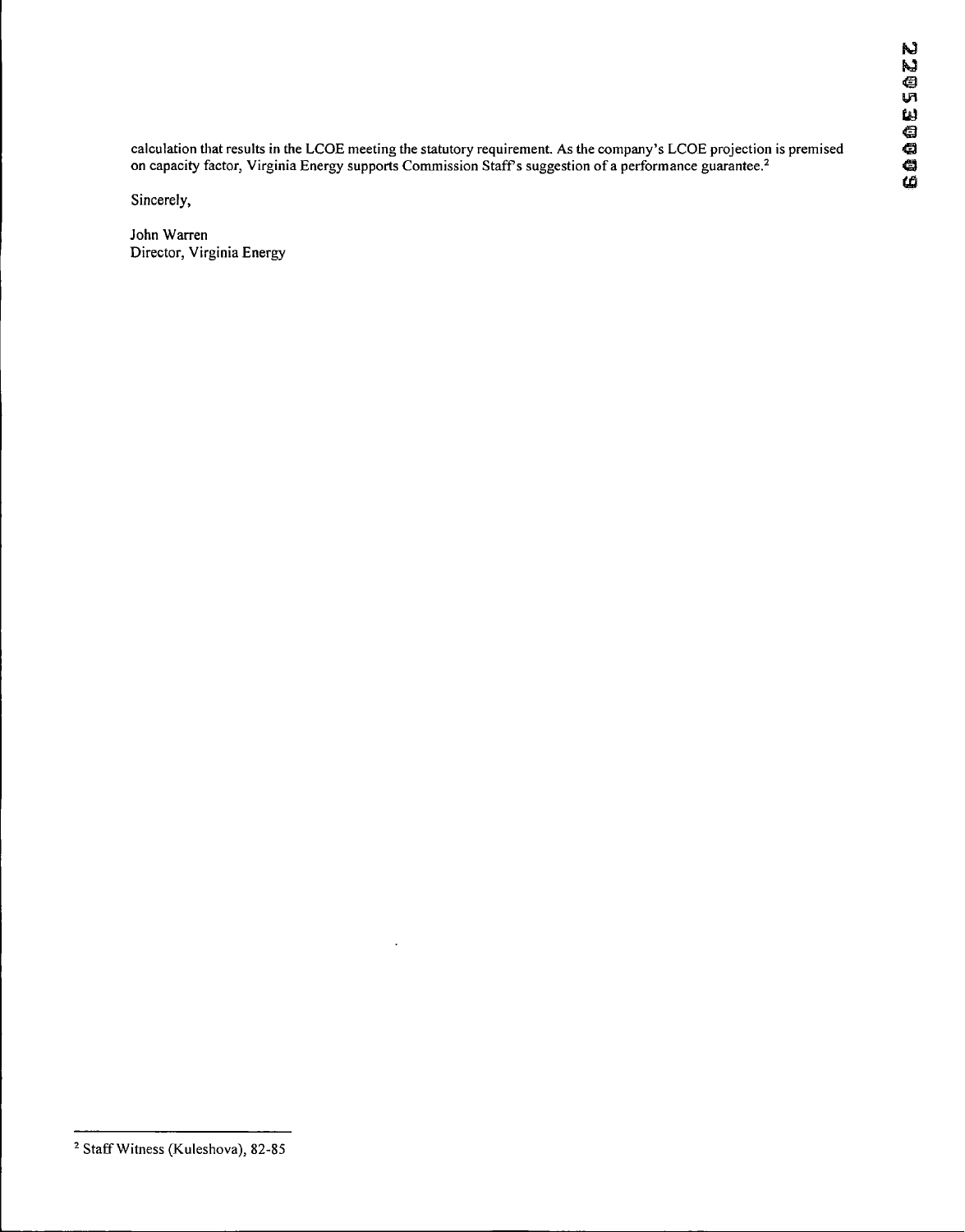calculation that results in the LCOE meeting the statutory requirement. As the company's LCOE projection is premised on capacity factor, Virginia Energy supports Commission Staff's suggestion of a performance guarantee.[2]

Sincerely,

John Warren
Director, Virginia Energy

---

[2] Staff Witness (Kuleshova), 82-85